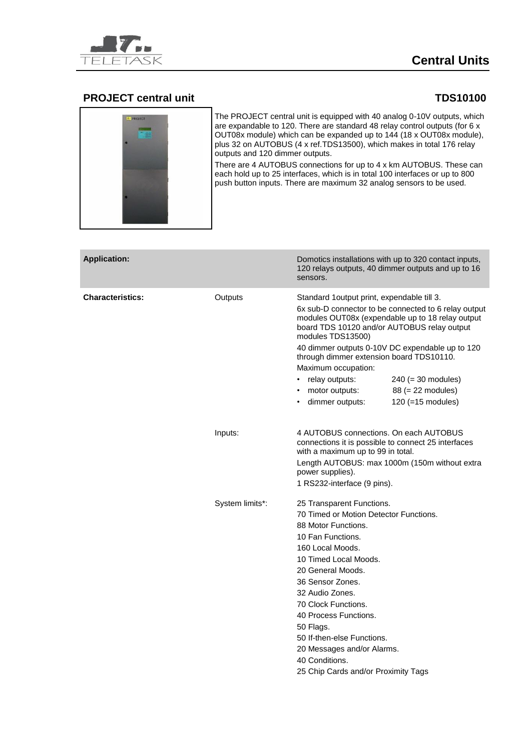# Central Units

## PROJECT central unit

**TDS10100**

The PROJECT central unit is equipped with 40 analog 0-10V outputs, which are expandable to 120. There are standard 48 relay control outputs (for 6 x OUT08x module) which can be expanded up to 144 (18 x OUT08x module), plus 32 on AUTOBUS (4 x ref.TDS13500), which makes in total 176 relay outputs and 120 dimmer outputs.

There are 4 AUTOBUS connections for up to 4 x km AUTOBUS. These can each hold up to 25 interfaces, which is in total 100 interfaces or up to 800 push button inputs. There are maximum 32 analog sensors to be used.

| **Application:** | | Domotics installations with up to 320 contact inputs, 120 relays outputs, 40 dimmer outputs and up to 16 sensors. |
|---|---|---|
| **Characteristics:** | Outputs | Standard 1output print, expendable till 3.<br>6x sub-D connector to be connected to 6 relay output modules OUT08x (expendable up to 18 relay output board TDS 10120 and/or AUTOBUS relay output modules TDS13500)<br>40 dimmer outputs 0-10V DC expendable up to 120 through dimmer extension board TDS10110.<br>Maximum occupation:<br>• relay outputs: 240 (= 30 modules)<br>• motor outputs: 88 (= 22 modules)<br>• dimmer outputs: 120 (=15 modules) |
| | Inputs: | 4 AUTOBUS connections. On each AUTOBUS connections it is possible to connect 25 interfaces with a maximum up to 99 in total.<br>Length AUTOBUS: max 1000m (150m without extra power supplies).<br>1 RS232-interface (9 pins). |
| | System limits*: | 25 Transparent Functions.<br>70 Timed or Motion Detector Functions.<br>88 Motor Functions.<br>10 Fan Functions.<br>160 Local Moods.<br>10 Timed Local Moods.<br>20 General Moods.<br>36 Sensor Zones.<br>32 Audio Zones.<br>70 Clock Functions.<br>40 Process Functions.<br>50 Flags.<br>50 If-then-else Functions.<br>20 Messages and/or Alarms.<br>40 Conditions.<br>25 Chip Cards and/or Proximity Tags |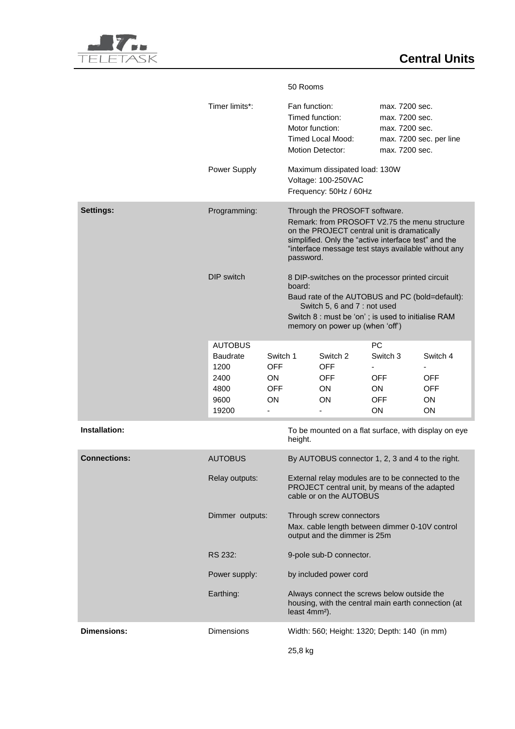| | | |
|---|---|---|
| | | 50 Rooms |
| | Timer limits*: | Fan function: max. 7200 sec.<br>Timed function: max. 7200 sec.<br>Motor function: max. 7200 sec.<br>Timed Local Mood: max. 7200 sec. per line<br>Motion Detector: max. 7200 sec. |
| | Power Supply | Maximum dissipated load: 130W<br>Voltage: 100-250VAC<br>Frequency: 50Hz / 60Hz |
| **Settings:** | Programming: | Through the PROSOFT software.<br>Remark: from PROSOFT V2.75 the menu structure on the PROJECT central unit is dramatically simplified. Only the “active interface test” and the “interface message test stays available without any password. |
| | DIP switch | 8 DIP-switches on the processor printed circuit board:<br>Baud rate of the AUTOBUS and PC (bold=default):<br>Switch 5, 6 and 7 : not used<br>Switch 8 : must be ‘on’ ; is used to initialise RAM memory on power up (when ‘off’) |

| AUTOBUS Baudrate | Switch 1 | Switch 2 | PC Switch 3 | Switch 4 |
|---|---|---|---|---|
| 1200 | OFF | OFF | - | - |
| 2400 | ON | OFF | OFF | OFF |
| 4800 | OFF | ON | ON | OFF |
| 9600 | ON | ON | OFF | ON |
| 19200 | - | - | ON | ON |

| | | |
|---|---|---|
| **Installation:** | | To be mounted on a flat surface, with display on eye height. |
| **Connections:** | AUTOBUS | By AUTOBUS connector 1, 2, 3 and 4 to the right. |
| | Relay outputs: | External relay modules are to be connected to the PROJECT central unit, by means of the adapted cable or on the AUTOBUS |
| | Dimmer outputs: | Through screw connectors<br>Max. cable length between dimmer 0-10V control output and the dimmer is 25m |
| | RS 232: | 9-pole sub-D connector. |
| | Power supply: | by included power cord |
| | Earthing: | Always connect the screws below outside the housing, with the central main earth connection (at least 4mm²). |
| **Dimensions:** | Dimensions | Width: 560; Height: 1320; Depth: 140 (in mm) |
| | | 25,8 kg |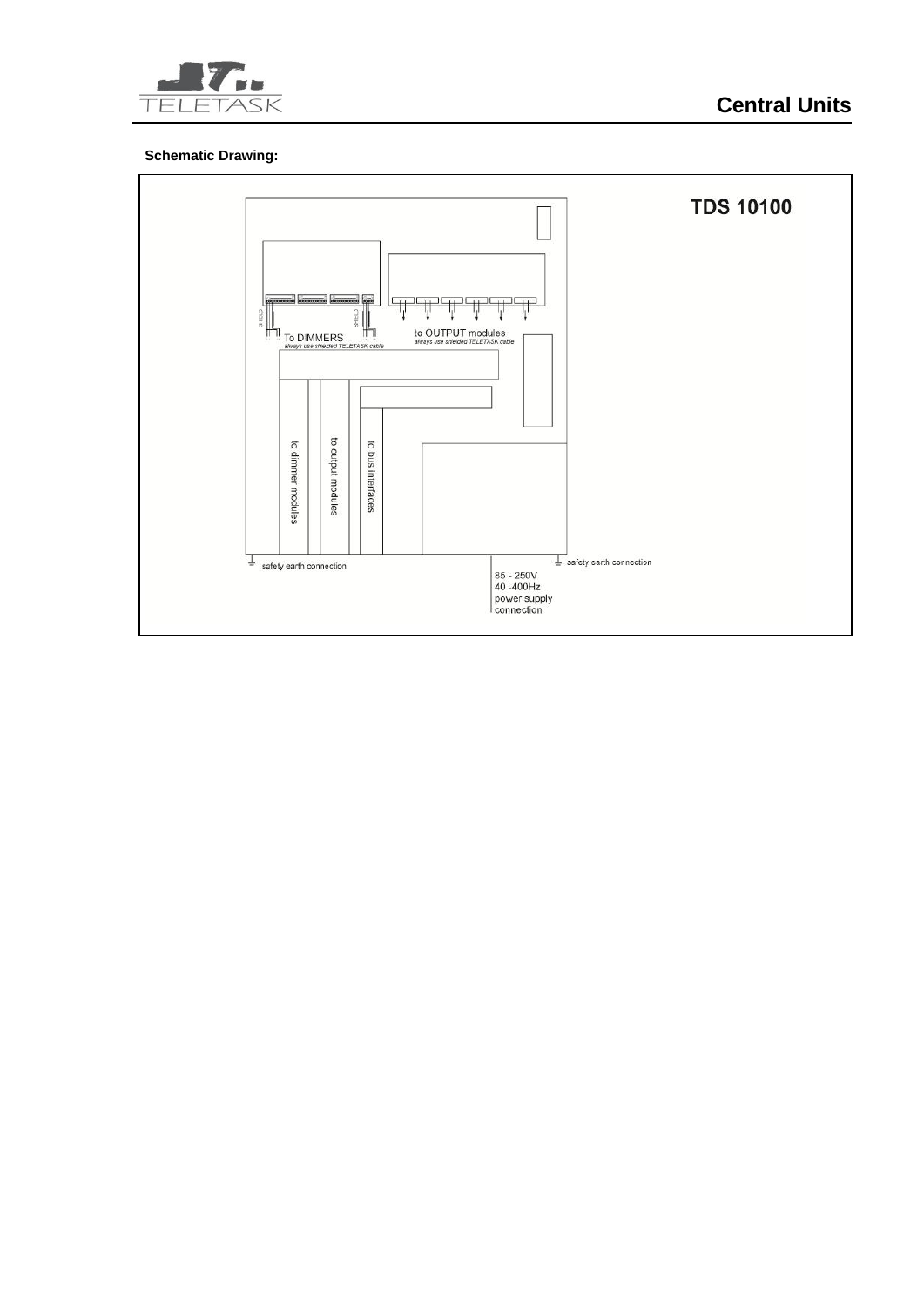**Schematic Drawing:**

TDS 10100

To DIMMERS
*always use shielded TELETASK cable*

to OUTPUT modules
*always use shielded TELETASK cable*

to dimmer modules

to output modules

to bus interfaces

safety earth connection

safety earth connection

85 - 250V
40 -400Hz
power supply
connection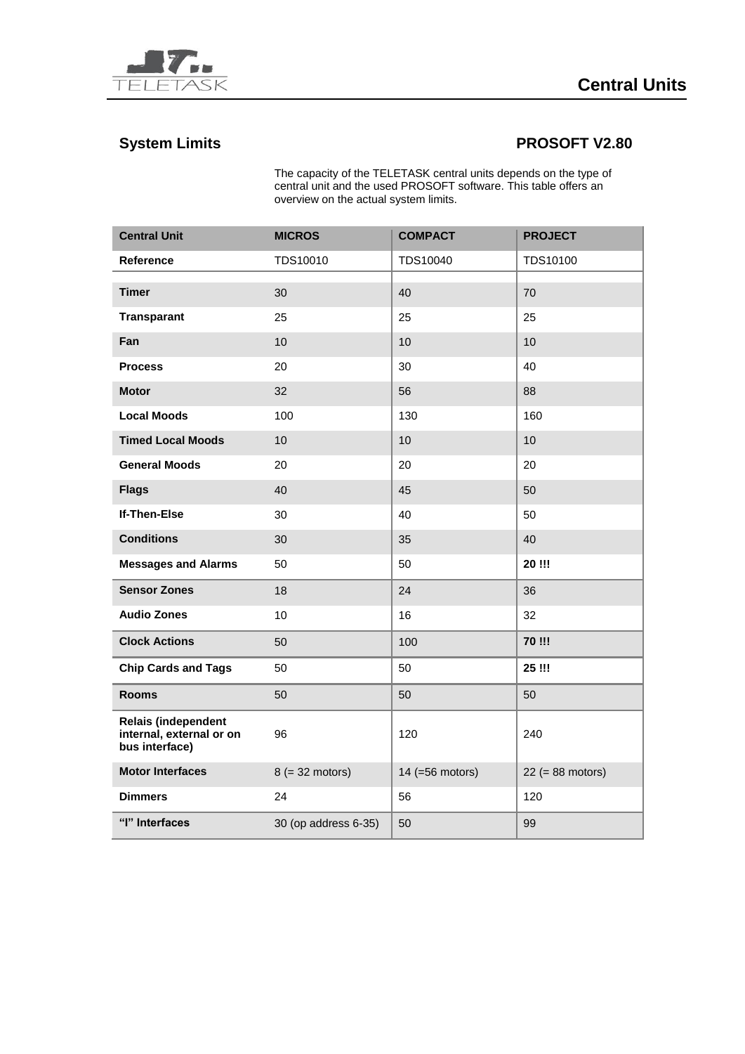## Central Units

### System Limits

**PROSOFT V2.80**

The capacity of the TELETASK central units depends on the type of central unit and the used PROSOFT software. This table offers an overview on the actual system limits.

| **Central Unit** | **MICROS** | **COMPACT** | **PROJECT** |
|---|---|---|---|
| **Reference** | TDS10010 | TDS10040 | TDS10100 |
| **Timer** | 30 | 40 | 70 |
| **Transparant** | 25 | 25 | 25 |
| **Fan** | 10 | 10 | 10 |
| **Process** | 20 | 30 | 40 |
| **Motor** | 32 | 56 | 88 |
| **Local Moods** | 100 | 130 | 160 |
| **Timed Local Moods** | 10 | 10 | 10 |
| **General Moods** | 20 | 20 | 20 |
| **Flags** | 40 | 45 | 50 |
| **If-Then-Else** | 30 | 40 | 50 |
| **Conditions** | 30 | 35 | 40 |
| **Messages and Alarms** | 50 | 50 | **20 !!!** |
| **Sensor Zones** | 18 | 24 | 36 |
| **Audio Zones** | 10 | 16 | 32 |
| **Clock Actions** | 50 | 100 | **70 !!!** |
| **Chip Cards and Tags** | 50 | 50 | **25 !!!** |
| **Rooms** | 50 | 50 | 50 |
| **Relais (independent internal, external or on bus interface)** | 96 | 120 | 240 |
| **Motor Interfaces** | 8 (= 32 motors) | 14 (=56 motors) | 22 (= 88 motors) |
| **Dimmers** | 24 | 56 | 120 |
| **"I" Interfaces** | 30 (op address 6-35) | 50 | 99 |